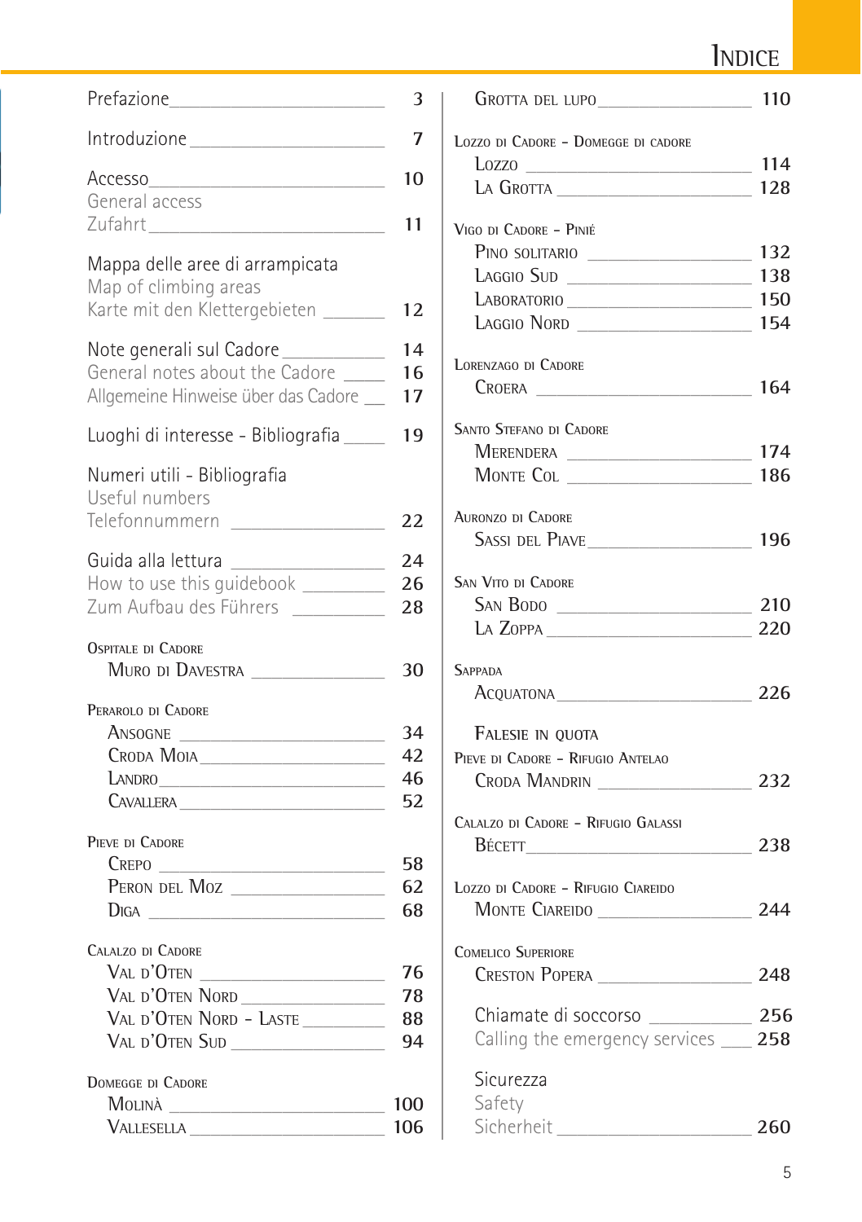# Indice

| | |
|---|---|
| Prefazione | 3 |
| Introduzione | 7 |
| Accesso | 10 |
| General access | |
| Zufahrt | 11 |
| Mappa delle aree di arrampicata | |
| Map of climbing areas | |
| Karte mit den Klettergebieten | 12 |
| Note generali sul Cadore | 14 |
| General notes about the Cadore | 16 |
| Allgemeine Hinweise über das Cadore | 17 |
| Luoghi di interesse - Bibliografia | 19 |
| Numeri utili - Bibliografia | |
| Useful numbers | |
| Telefonnummern | 22 |
| Guida alla lettura | 24 |
| How to use this guidebook | 26 |
| Zum Aufbau des Führers | 28 |

**Ospitale di Cadore**

| | |
|---|---|
| Muro di Davestra | 30 |

**Perarolo di Cadore**

| | |
|---|---|
| Ansogne | 34 |
| Croda Moia | 42 |
| Landro | 46 |
| Cavallera | 52 |

**Pieve di Cadore**

| | |
|---|---|
| Crepo | 58 |
| Peron del Moz | 62 |
| Diga | 68 |

**Calalzo di Cadore**

| | |
|---|---|
| Val d'Oten | 76 |
| Val d'Oten Nord | 78 |
| Val d'Oten Nord - Laste | 88 |
| Val d'Oten Sud | 94 |

**Domegge di Cadore**

| | |
|---|---|
| Molinà | 100 |
| Vallesella | 106 |
| Grotta del lupo | 110 |

**Lozzo di Cadore - Domegge di cadore**

| | |
|---|---|
| Lozzo | 114 |
| La Grotta | 128 |

**Vigo di Cadore - Piniè**

| | |
|---|---|
| Pino solitario | 132 |
| Laggio Sud | 138 |
| Laboratorio | 150 |
| Laggio Nord | 154 |

**Lorenzago di Cadore**

| | |
|---|---|
| Croera | 164 |

**Santo Stefano di Cadore**

| | |
|---|---|
| Merendera | 174 |
| Monte Col | 186 |

**Auronzo di Cadore**

| | |
|---|---|
| Sassi del Piave | 196 |

**San Vito di Cadore**

| | |
|---|---|
| San Bodo | 210 |
| La Zoppa | 220 |

**Sappada**

| | |
|---|---|
| Acquatona | 226 |

## Falesie in quota

**Pieve di Cadore - Rifugio Antelao**

| | |
|---|---|
| Croda Mandrin | 232 |

**Calalzo di Cadore - Rifugio Galassi**

| | |
|---|---|
| Bécett | 238 |

**Lozzo di Cadore - Rifugio Ciareido**

| | |
|---|---|
| Monte Ciareido | 244 |

**Comelico Superiore**

| | |
|---|---|
| Creston Popera | 248 |

| | |
|---|---|
| Chiamate di soccorso | 256 |
| Calling the emergency services | 258 |
| Sicurezza | |
| Safety | |
| Sicherheit | 260 |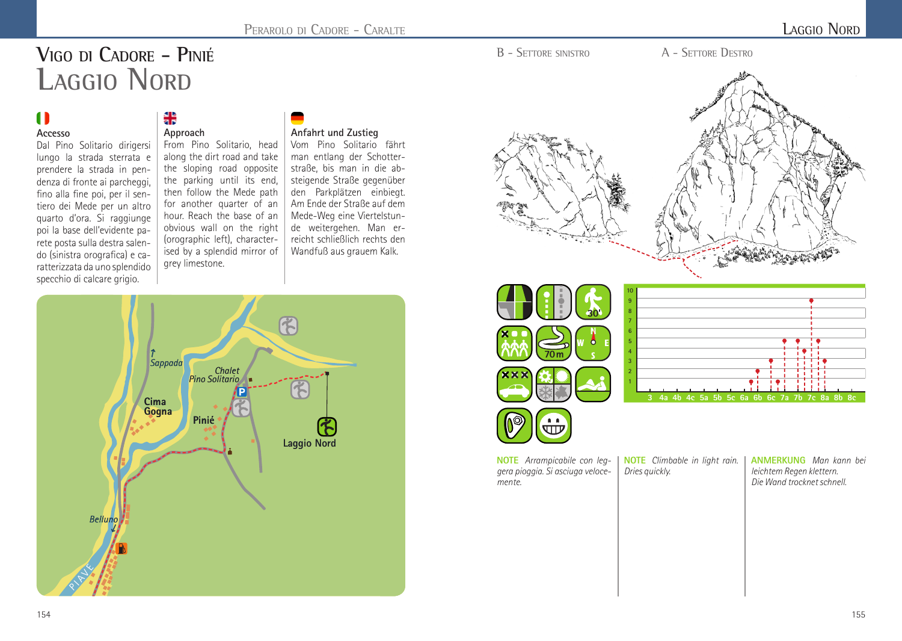# Vigo di Cadore - Piniè
# Laggio Nord

### Accesso

Dal Pino Solitario dirigersi lungo la strada sterrata e prendere la strada in pendenza di fronte ai parcheggi, fino alla fine poi, per il sentiero dei Mede per un altro quarto d'ora. Si raggiunge poi la base dell'evidente parete posta sulla destra salendo (sinistra orografica) e caratterizzata da uno splendido specchio di calcare grigio.

### Approach

From Pino Solitario, head along the dirt road and take the sloping road opposite the parking until its end, then follow the Mede path for another quarter of an hour. Reach the base of an obvious wall on the right (orographic left), characterised by a splendid mirror of grey limestone.

### Anfahrt und Zustieg

Vom Pino Solitario fährt man entlang der Schotterstraße, bis man in die absteigende Straße gegenüber den Parkplätzen einbiegt. Am Ende der Straße auf dem Mede-Weg eine Viertelstunde weitergehen. Man erreicht schließlich rechts den Wandfuß aus grauem Kalk.

B - Settore sinistro

A - Settore destro

**NOTE** *Arrampicabile con leggera pioggia. Si asciuga velocemente.*

**NOTE** *Climbable in light rain. Dries quickly.*

**ANMERKUNG** *Man kann bei leichtem Regen klettern. Die Wand trocknet schnell.*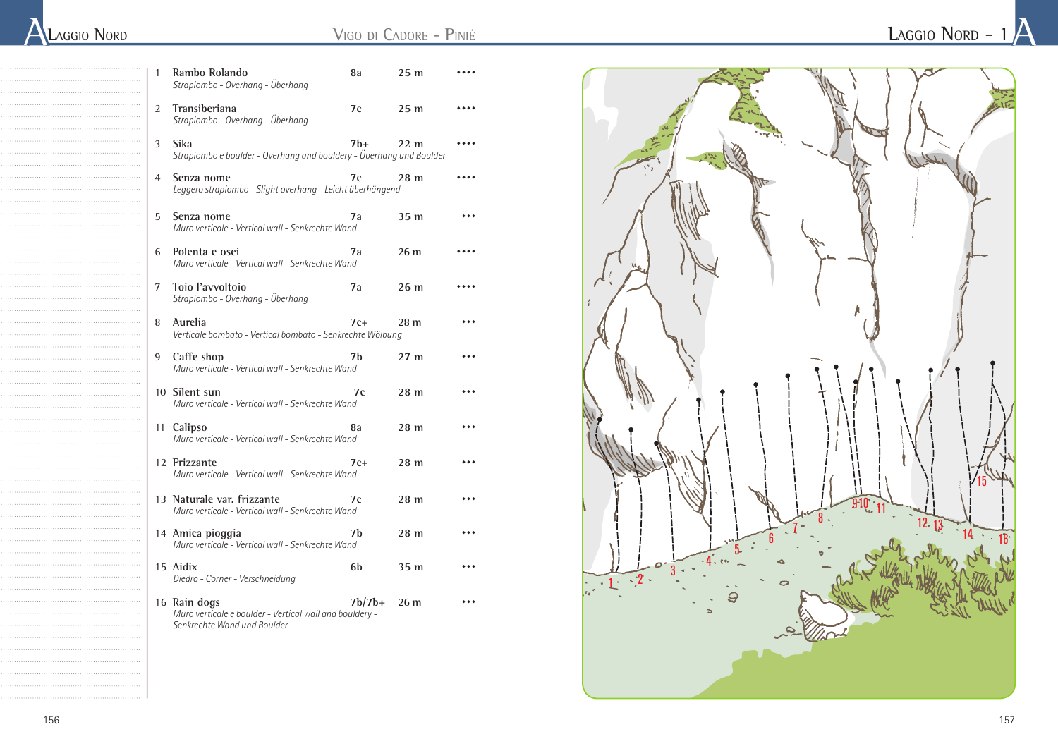# Laggio Nord - 1

| # | Route | Grade | Length | Rating |
|---|---|---|---|---|
| 1 | Rambo Rolando<br>*Strapiombo - Overhang - Überhang* | 8a | 25 m | •••• |
| 2 | Transiberiana<br>*Strapiombo - Overhang - Überhang* | 7c | 25 m | •••• |
| 3 | Sika<br>*Strapiombo e boulder - Overhang and bouldery - Überhang und Boulder* | 7b+ | 22 m | •••• |
| 4 | Senza nome<br>*Leggero strapiombo - Slight overhang - Leicht überhängend* | 7c | 28 m | •••• |
| 5 | Senza nome<br>*Muro verticale - Vertical wall - Senkrechte Wand* | 7a | 35 m | ••• |
| 6 | Polenta e osei<br>*Muro verticale - Vertical wall - Senkrechte Wand* | 7a | 26 m | •••• |
| 7 | Toio l'avvoltoio<br>*Strapiombo - Overhang - Überhang* | 7a | 26 m | •••• |
| 8 | Aurelia<br>*Verticale bombato - Vertical bombato - Senkrechte Wölbung* | 7c+ | 28 m | ••• |
| 9 | Caffe shop<br>*Muro verticale - Vertical wall - Senkrechte Wand* | 7b | 27 m | ••• |
| 10 | Silent sun<br>*Muro verticale - Vertical wall - Senkrechte Wand* | 7c | 28 m | ••• |
| 11 | Calipso<br>*Muro verticale - Vertical wall - Senkrechte Wand* | 8a | 28 m | ••• |
| 12 | Frizzante<br>*Muro verticale - Vertical wall - Senkrechte Wand* | 7c+ | 28 m | ••• |
| 13 | Naturale var. frizzante<br>*Muro verticale - Vertical wall - Senkrechte Wand* | 7c | 28 m | ••• |
| 14 | Amica pioggia<br>*Muro verticale - Vertical wall - Senkrechte Wand* | 7b | 28 m | ••• |
| 15 | Aidix<br>*Diedro - Corner - Verschneidung* | 6b | 35 m | ••• |
| 16 | Rain dogs<br>*Muro verticale e boulder - Vertical wall and bouldery - Senkrechte Wand und Boulder* | 7b/7b+ | 26 m | ••• |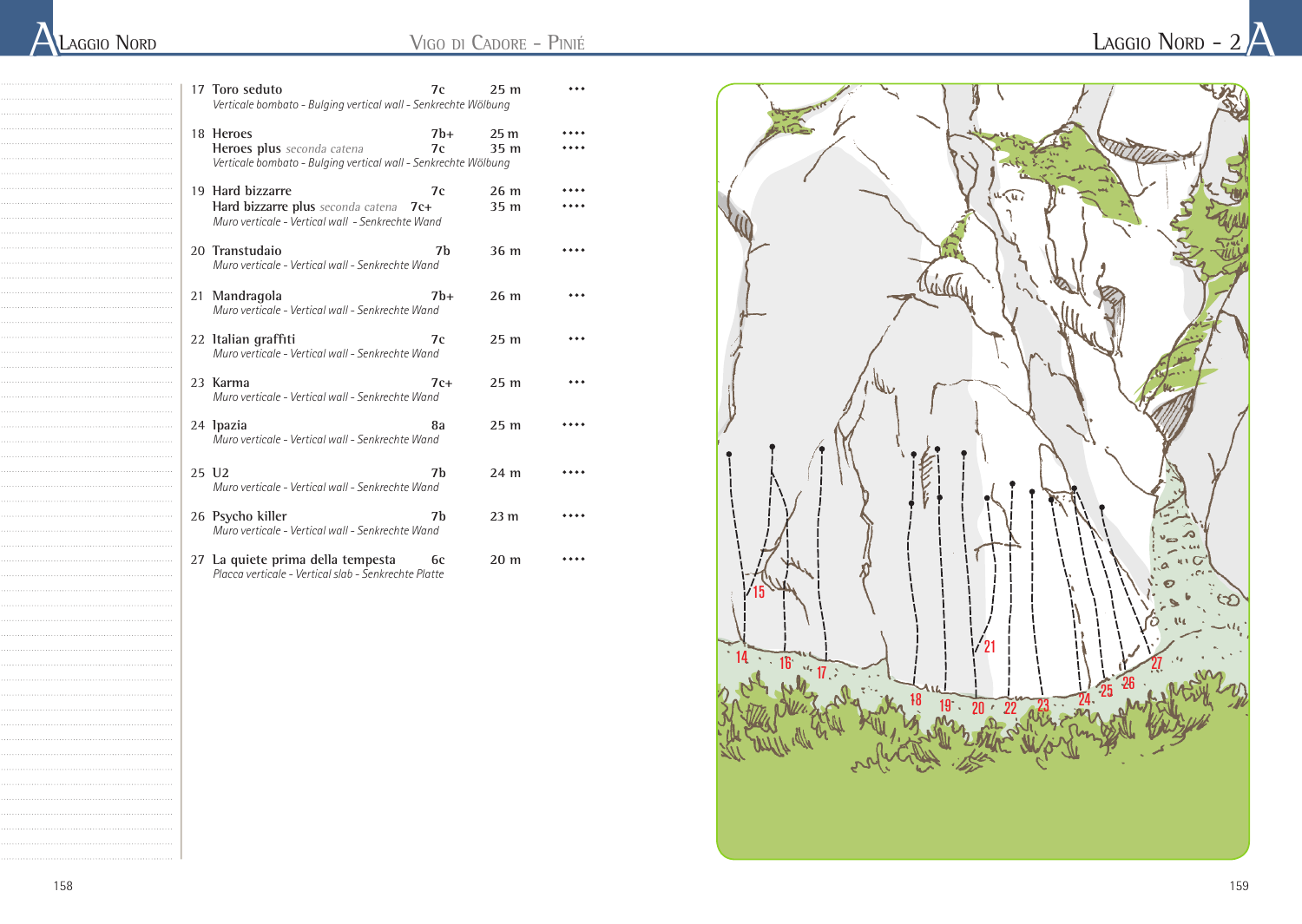| | | | | |
|---|---|---|---|---|
| 17 | Toro seduto | 7c | 25 m | ••• |
| | *Verticale bombato - Bulging vertical wall - Senkrechte Wölbung* | | | |
| 18 | Heroes | 7b+ | 25 m | •••• |
| | Heroes plus seconda catena | 7c | 35 m | •••• |
| | *Verticale bombato - Bulging vertical wall - Senkrechte Wölbung* | | | |
| 19 | Hard bizzarre | 7c | 26 m | •••• |
| | Hard bizzarre plus seconda catena | 7c+ | 35 m | •••• |
| | *Muro verticale - Vertical wall - Senkrechte Wand* | | | |
| 20 | Transtudaio | 7b | 36 m | •••• |
| | *Muro verticale - Vertical wall - Senkrechte Wand* | | | |
| 21 | Mandragola | 7b+ | 26 m | ••• |
| | *Muro verticale - Vertical wall - Senkrechte Wand* | | | |
| 22 | Italian graffiti | 7c | 25 m | ••• |
| | *Muro verticale - Vertical wall - Senkrechte Wand* | | | |
| 23 | Karma | 7c+ | 25 m | ••• |
| | *Muro verticale - Vertical wall - Senkrechte Wand* | | | |
| 24 | Ipazia | 8a | 25 m | •••• |
| | *Muro verticale - Vertical wall - Senkrechte Wand* | | | |
| 25 | U2 | 7b | 24 m | •••• |
| | *Muro verticale - Vertical wall - Senkrechte Wand* | | | |
| 26 | Psycho killer | 7b | 23 m | •••• |
| | *Muro verticale - Vertical wall - Senkrechte Wand* | | | |
| 27 | La quiete prima della tempesta | 6c | 20 m | •••• |
| | *Placca verticale - Vertical slab - Senkrechte Platte* | | | |

15 14 16 17 18 19 20 21 22 23 24 25 26 27